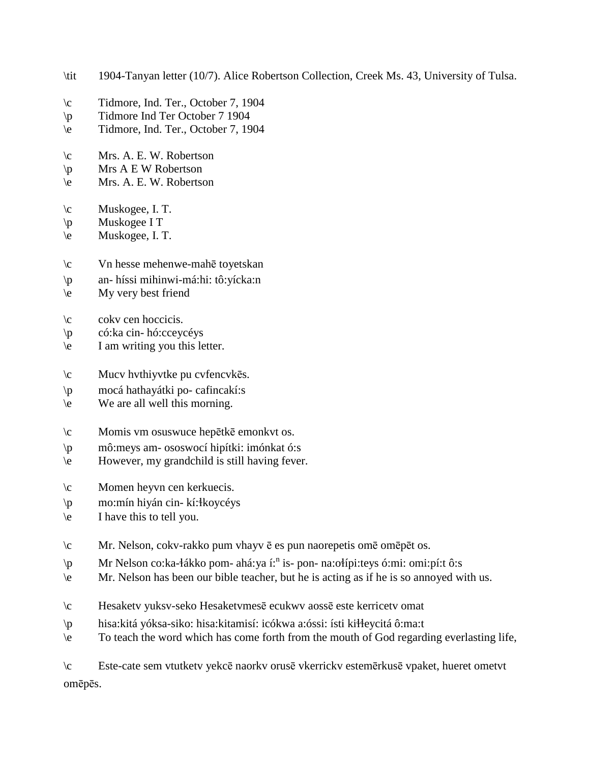\tit 1904-Tanyan letter (10/7). Alice Robertson Collection, Creek Ms. 43, University of Tulsa.

\c Tidmore, Ind. Ter., October 7, 1904
\p Tidmore Ind Ter October 7 1904
\e Tidmore, Ind. Ter., October 7, 1904

\c Mrs. A. E. W. Robertson
\p Mrs A E W Robertson
\e Mrs. A. E. W. Robertson

\c Muskogee, I. T.
\p Muskogee I T
\e Muskogee, I. T.

\c Vn hesse mehenwe-mahē toyetskan
\p an- híssi mihinwi-má:hi: tô:yícka:n
\e My very best friend

\c cokv cen hoccicis.
\p có:ka cin- hó:cceycéys
\e I am writing you this letter.

\c Mucv hvthiyvtke pu cvfencvkēs.
\p mocá hathayátki po- cafincakí:s
\e We are all well this morning.

\c Momis vm osuswuce hepētkē emonkvt os.
\p mô:meys am- ososwocí hipítki: imónkat ó:s
\e However, my grandchild is still having fever.

\c Momen heyvn cen kerkuecis.
\p mo:mín hiyán cin- kí:ɬkoycéys
\e I have this to tell you.

\c Mr. Nelson, cokv-rakko pum vhayv ē es pun naorepetis omē omēpēt os.
\p Mr Nelson co:ka-ɬákko pom- ahá:ya í:ⁿ is- pon- na:oɬípi:teys ó:mi: omi:pí:t ô:s
\e Mr. Nelson has been our bible teacher, but he is acting as if he is so annoyed with us.

\c Hesaketv yuksv-seko Hesaketvmesē ecukwv aossē este kerricetv omat
\p hisa:kitá yóksa-siko: hisa:kitamisí: icókwa a:óssi: ísti kiɬɬeycitá ô:ma:t
\e To teach the word which has come forth from the mouth of God regarding everlasting life,

\c Este-cate sem vtutketv yekcē naorkv orusē vkerrickv estemērkusē vpaket, hueret ometvt omēpēs.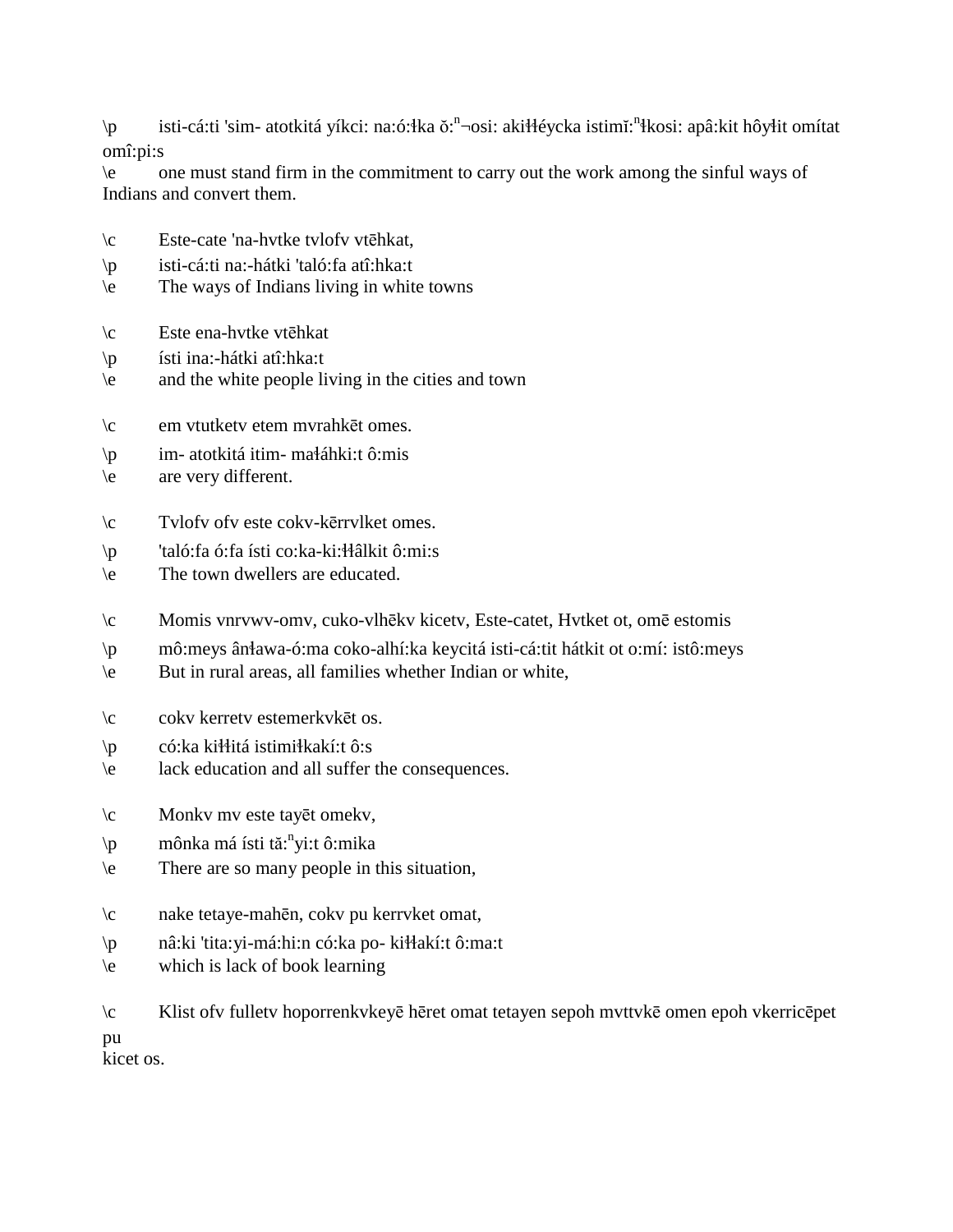\p isti-cá:ti 'sim- atotkitá yíkci: na:ó:ɬka ŏ:$^{n}$¬osi: akiɬɬéycka istimĭ:$^{n}$ɬkosi: apâ:kit hôyɬit omítat omî:pi:s
\e one must stand firm in the commitment to carry out the work among the sinful ways of Indians and convert them.

\c Este-cate 'na-hvtke tvlofv vtēhkat,
\p isti-cá:ti na:-hátki 'taló:fa atî:hka:t
\e The ways of Indians living in white towns

\c Este ena-hvtke vtēhkat
\p ísti ina:-hátki atî:hka:t
\e and the white people living in the cities and town

\c em vtutketv etem mvrahkēt omes.
\p im- atotkitá itim- maɬáhki:t ô:mis
\e are very different.

\c Tvlofv ofv este cokv-kērrvlket omes.
\p 'taló:fa ó:fa ísti co:ka-ki:ɬɬâlkit ô:mi:s
\e The town dwellers are educated.

\c Momis vnrvwv-omv, cuko-vlhēkv kicetv, Este-catet, Hvtket ot, omē estomis
\p mô:meys ânɬawa-ó:ma coko-alhí:ka keycitá isti-cá:tit hátkit ot o:mí: istô:meys
\e But in rural areas, all families whether Indian or white,

\c cokv kerretv estemerkvkēt os.
\p có:ka kiɬɬitá istimiɬkakí:t ô:s
\e lack education and all suffer the consequences.

\c Monkv mv este tayēt omekv,
\p mônka má ísti tă:$^{n}$yi:t ô:mika
\e There are so many people in this situation,

\c nake tetaye-mahēn, cokv pu kerrvket omat,
\p nâ:ki 'tita:yi-má:hi:n có:ka po- kiɬɬakí:t ô:ma:t
\e which is lack of book learning

\c Klist ofv fulletv hoporrenkvkeyē hēret omat tetayen sepoh mvttvkē omen epoh vkerricēpet pu
kicet os.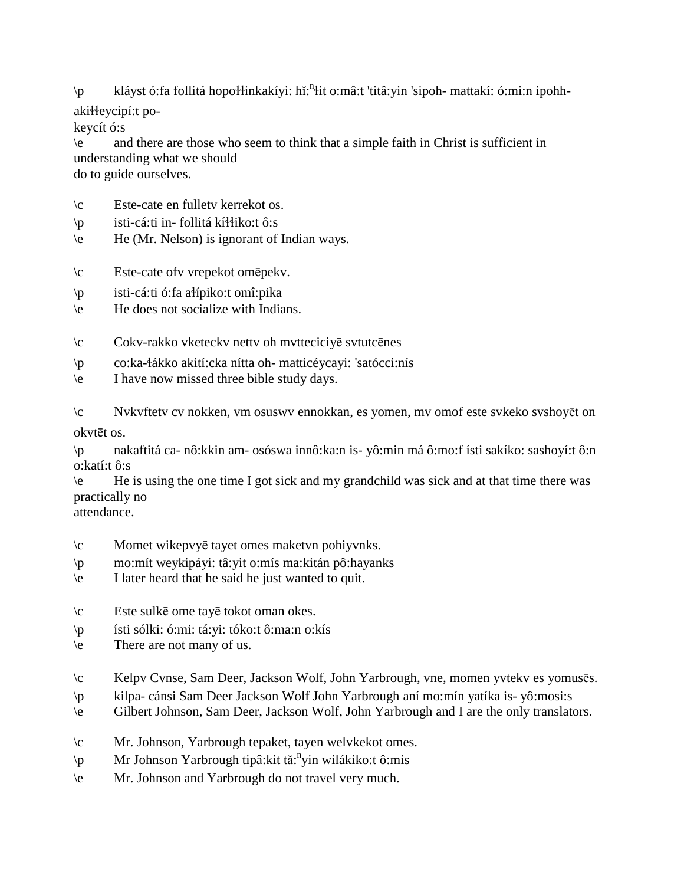\p	kláyst ó:fa follitá hopoɬɬinkakíyi: hĭ:$^{n}$ɬit o:mâ:t 'titâ:yin 'sipoh- mattakí: ó:mi:n ipohh-akiɬɬeycipí:t po-
keycít ó:s
\e	and there are those who seem to think that a simple faith in Christ is sufficient in understanding what we should
do to guide ourselves.

\c	Este-cate en fulletv kerrekot os.
\p	isti-cá:ti in- follitá kíɬɬiko:t ô:s
\e	He (Mr. Nelson) is ignorant of Indian ways.

\c	Este-cate ofv vrepekot omēpekv.
\p	isti-cá:ti ó:fa aɬípiko:t omî:pika
\e	He does not socialize with Indians.

\c	Cokv-rakko vketeckv nettv oh mvtteciciyē svtutcēnes
\p	co:ka-ɬákko akití:cka nítta oh- matticéycayi: 'satócci:nís
\e	I have now missed three bible study days.

\c	Nvkvftetv cv nokken, vm osuswv ennokkan, es yomen, mv omof este svkeko svshoyēt on okvtēt os.
\p	nakaftitá ca- nô:kkin am- osóswa innô:ka:n is- yô:min má ô:mo:f ísti sakíko: sashoyí:t ô:n o:katí:t ô:s
\e	He is using the one time I got sick and my grandchild was sick and at that time there was practically no
attendance.

\c	Momet wikepvyē tayet omes maketvn pohiyvnks.
\p	mo:mít weykipáyi: tâ:yit o:mís ma:kitán pô:hayanks
\e	I later heard that he said he just wanted to quit.

\c	Este sulkē ome tayē tokot oman okes.
\p	ísti sólki: ó:mi: tá:yi: tóko:t ô:ma:n o:kís
\e	There are not many of us.

\c	Kelpv Cvnse, Sam Deer, Jackson Wolf, John Yarbrough, vne, momen yvtekv es yomusēs.
\p	kilpa- cánsi Sam Deer Jackson Wolf John Yarbrough aní mo:mín yatíka is- yô:mosi:s
\e	Gilbert Johnson, Sam Deer, Jackson Wolf, John Yarbrough and I are the only translators.

\c	Mr. Johnson, Yarbrough tepaket, tayen welvkekot omes.
\p	Mr Johnson Yarbrough tipâ:kit tă:$^{n}$yin wilákiko:t ô:mis
\e	Mr. Johnson and Yarbrough do not travel very much.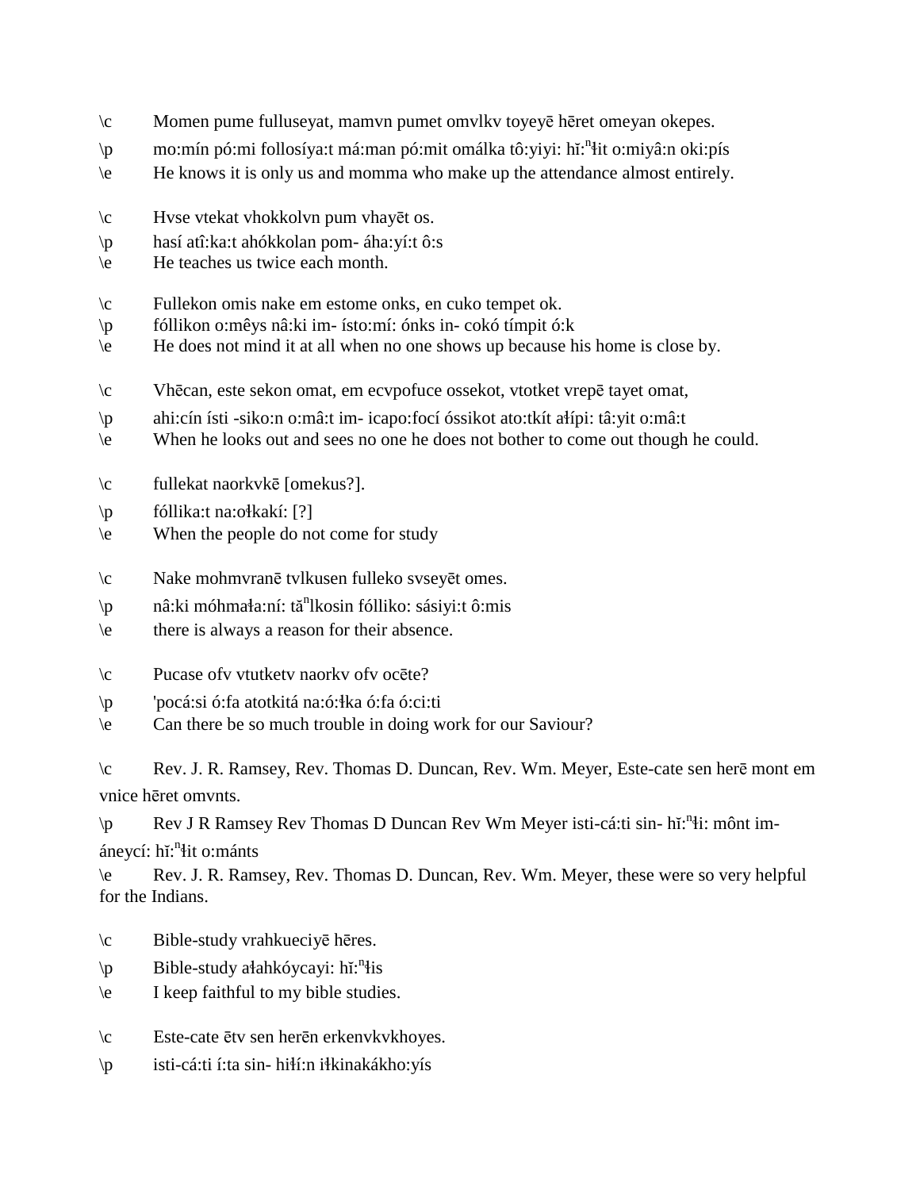\c Momen pume fulluseyat, mamvn pumet omvlkv toyeyē hēret omeyan okepes.

\p mo:mín pó:mi follosíya:t má:man pó:mit omálka tô:yiyi: hĭ:$^{n}$ɬit o:miyâ:n oki:pís

\e He knows it is only us and momma who make up the attendance almost entirely.

\c Hvse vtekat vhokkolvn pum vhayēt os.

\p hasí atî:ka:t ahókkolan pom- áha:yí:t ô:s

\e He teaches us twice each month.

\c Fullekon omis nake em estome onks, en cuko tempet ok.

\p fóllikon o:mêys nâ:ki im- ísto:mí: ónks in- cokó címpit ó:k

\e He does not mind it at all when no one shows up because his home is close by.

\c Vhēcan, este sekon omat, em ecvpofuce ossekot, vtotket vrepē tayet omat,

\p ahi:cín ísti -siko:n o:mâ:t im- icapo:focí óssikot ato:tkít aɬípi: tâ:yit o:mâ:t

\e When he looks out and sees no one he does not bother to come out though he could.

\c fullekat naorkvkē [omekus?].

\p fóllika:t na:oɬkakí: [?]

\e When the people do not come for study

\c Nake mohmvranē tvlkusen fulleko svseyēt omes.

\p nâ:ki móhmaɬa:ní: tă$^{n}$lkosin fólliko: sásiyi:t ô:mis

\e there is always a reason for their absence.

\c Pucase ofv vtutketv naorkv ofv ocēte?

\p 'pocá:si ó:fa atotkitá na:ó:ɬka ó:fa ó:ci:ti

\e Can there be so much trouble in doing work for our Saviour?

\c Rev. J. R. Ramsey, Rev. Thomas D. Duncan, Rev. Wm. Meyer, Este-cate sen herē mont em vnice hēret omvnts.

\p Rev J R Ramsey Rev Thomas D Duncan Rev Wm Meyer isti-cá:ti sin- hĭ:$^{n}$ɬi: mônt im- áneycí: hĭ:$^{n}$ɬit o:mánts

\e Rev. J. R. Ramsey, Rev. Thomas D. Duncan, Rev. Wm. Meyer, these were so very helpful for the Indians.

\c Bible-study vrahkueciyē hēres.

\p Bible-study aɬahkóycayi: hĭ:$^{n}$ɬis

\e I keep faithful to my bible studies.

\c Este-cate ētv sen herēn erkenvkvkhoyes.

\p isti-cá:ti í:ta sin- hiɬí:n iɬkinakákho:yís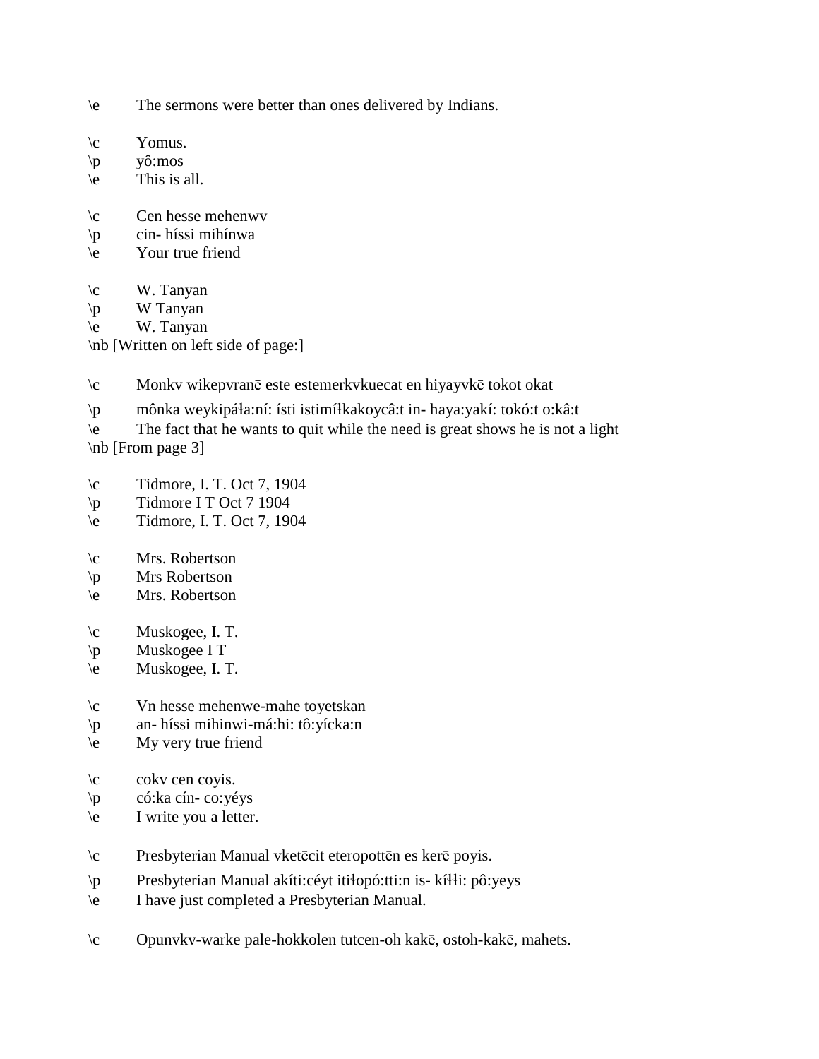\e	The sermons were better than ones delivered by Indians.

\c	Yomus.
\p	yô:mos
\e	This is all.

\c	Cen hesse mehenwv
\p	cin- híssi mihínwa
\e	Your true friend

\c	W. Tanyan
\p	W Tanyan
\e	W. Tanyan
\nb [Written on left side of page:]

\c	Monkv wikepvranē este estemerkvkuecat en hiyayvkē tokot okat
\p	mônka weykipáɬa:ní: ísti istimíɬkakoycâ:t in- haya:yakí: tokó:t o:kâ:t
\e	The fact that he wants to quit while the need is great shows he is not a light
\nb [From page 3]

\c	Tidmore, I. T. Oct 7, 1904
\p	Tidmore I T Oct 7 1904
\e	Tidmore, I. T. Oct 7, 1904

\c	Mrs. Robertson
\p	Mrs Robertson
\e	Mrs. Robertson

\c	Muskogee, I. T.
\p	Muskogee I T
\e	Muskogee, I. T.

\c	Vn hesse mehenwe-mahe toyetskan
\p	an- híssi mihinwi-má:hi: tô:yícka:n
\e	My very true friend

\c	cokv cen coyis.
\p	có:ka cín- co:yéys
\e	I write you a letter.

\c	Presbyterian Manual vketēcit eteropottēn es kerē poyis.
\p	Presbyterian Manual akíti:céyt itiɬopó:tti:n is- kíɬɬi: pô:yeys
\e	I have just completed a Presbyterian Manual.

\c	Opunvkv-warke pale-hokkolen tutcen-oh kakē, ostoh-kakē, mahets.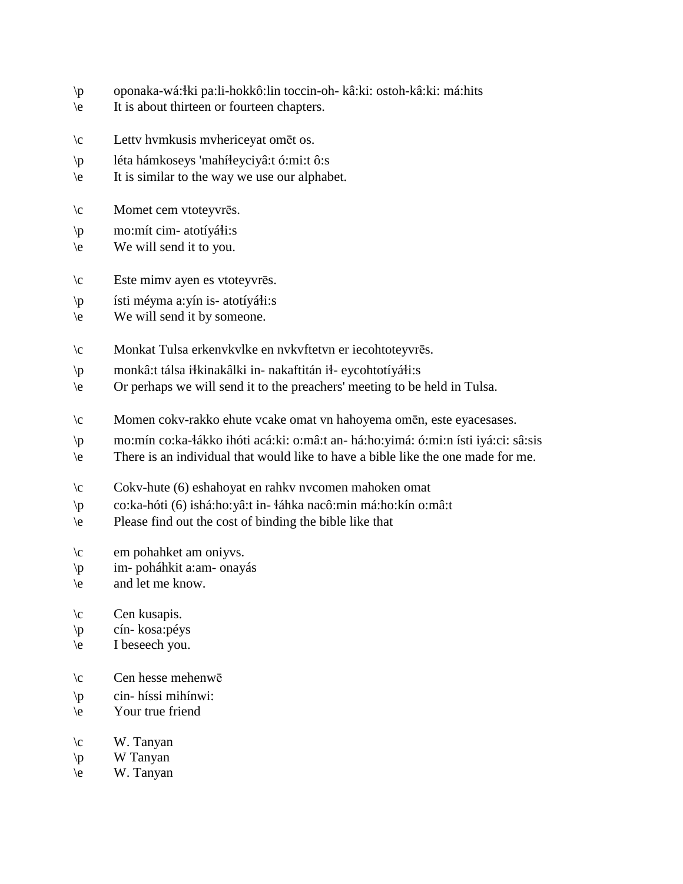\p	oponaka-wá:łki pa:li-hokkô:lin toccin-oh- kâ:ki: ostoh-kâ:ki: má:hits
\e	It is about thirteen or fourteen chapters.

\c	Lettv hvmkusis mvhericeyat omēt os.
\p	léta hámkoseys 'mahíłeyciyâ:t ó:mi:t ô:s
\e	It is similar to the way we use our alphabet.

\c	Momet cem vtoteyvrēs.
\p	mo:mít cim- atotíyáłi:s
\e	We will send it to you.

\c	Este mimv ayen es vtoteyvrēs.
\p	ísti méyma a:yín is- atotíyáłi:s
\e	We will send it by someone.

\c	Monkat Tulsa erkenvkvlke en nvkvftetvn er iecohtoteyvrēs.
\p	monkâ:t tálsa iłkinakâlki in- nakaftitán ił- eycohtotíyáłi:s
\e	Or perhaps we will send it to the preachers' meeting to be held in Tulsa.

\c	Momen cokv-rakko ehute vcake omat vn hahoyema omēn, este eyacesases.
\p	mo:mín co:ka-łákko ihóti acá:ki: o:mâ:t an- há:ho:yimá: ó:mi:n ísti iyá:ci: sâ:sis
\e	There is an individual that would like to have a bible like the one made for me.

\c	Cokv-hute (6) eshahoyat en rahkv nvcomen mahoken omat
\p	co:ka-hóti (6) ishá:ho:yâ:t in- łáhka nacô:min má:ho:kín o:mâ:t
\e	Please find out the cost of binding the bible like that

\c	em pohahket am oniyvs.
\p	im- poháhkit a:am- onayás
\e	and let me know.

\c	Cen kusapis.
\p	cín- kosa:péys
\e	I beseech you.

\c	Cen hesse mehenwē
\p	cin- híssi mihínwi:
\e	Your true friend

\c	W. Tanyan
\p	W Tanyan
\e	W. Tanyan